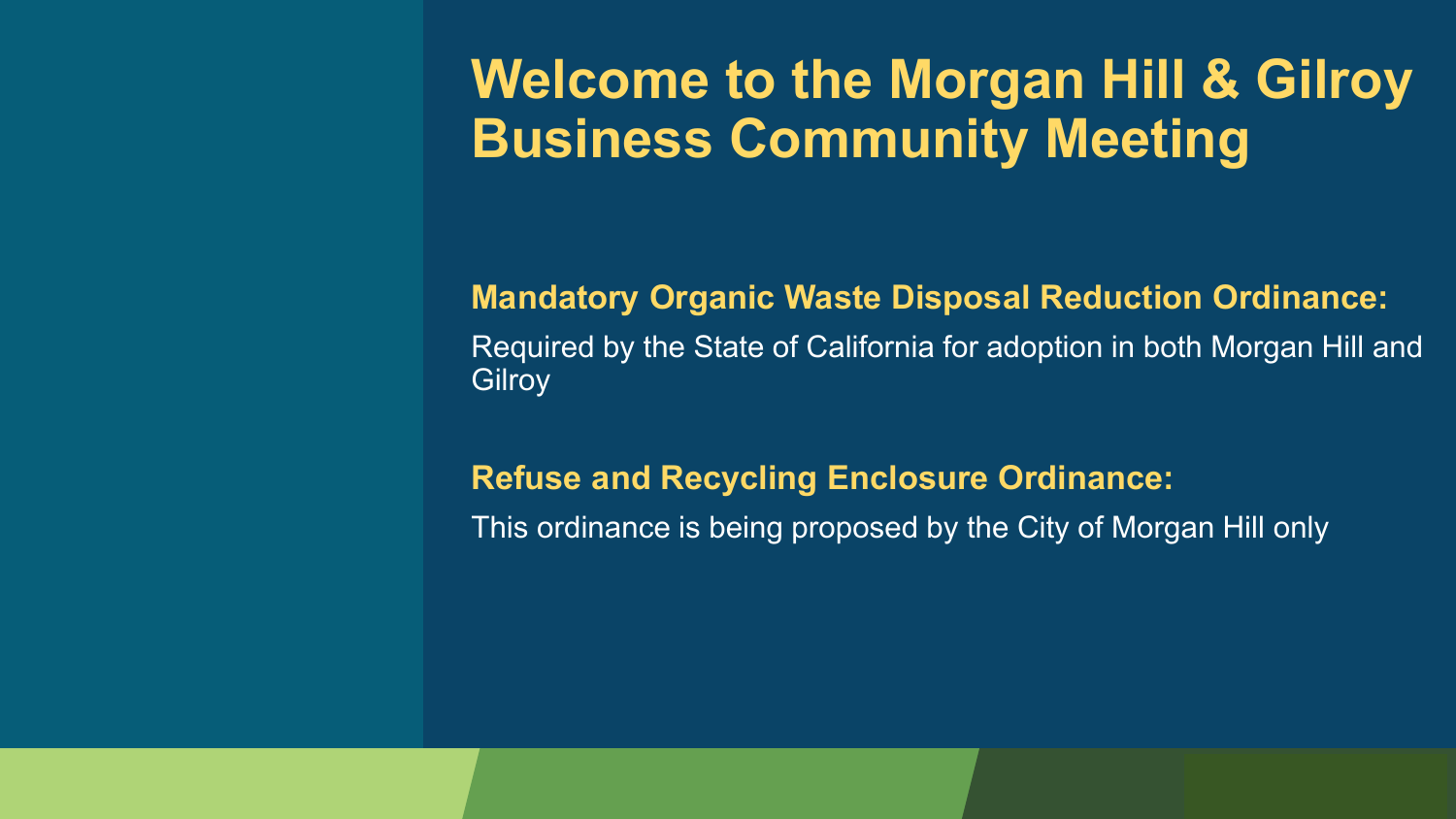# Welcome to the Morgan Hill & Gilroy Business Community Meeting

**Mandatory Organic Waste Disposal Reduction Ordinance:**

Required by the State of California for adoption in both Morgan Hill and Gilroy

**Refuse and Recycling Enclosure Ordinance:**

This ordinance is being proposed by the City of Morgan Hill only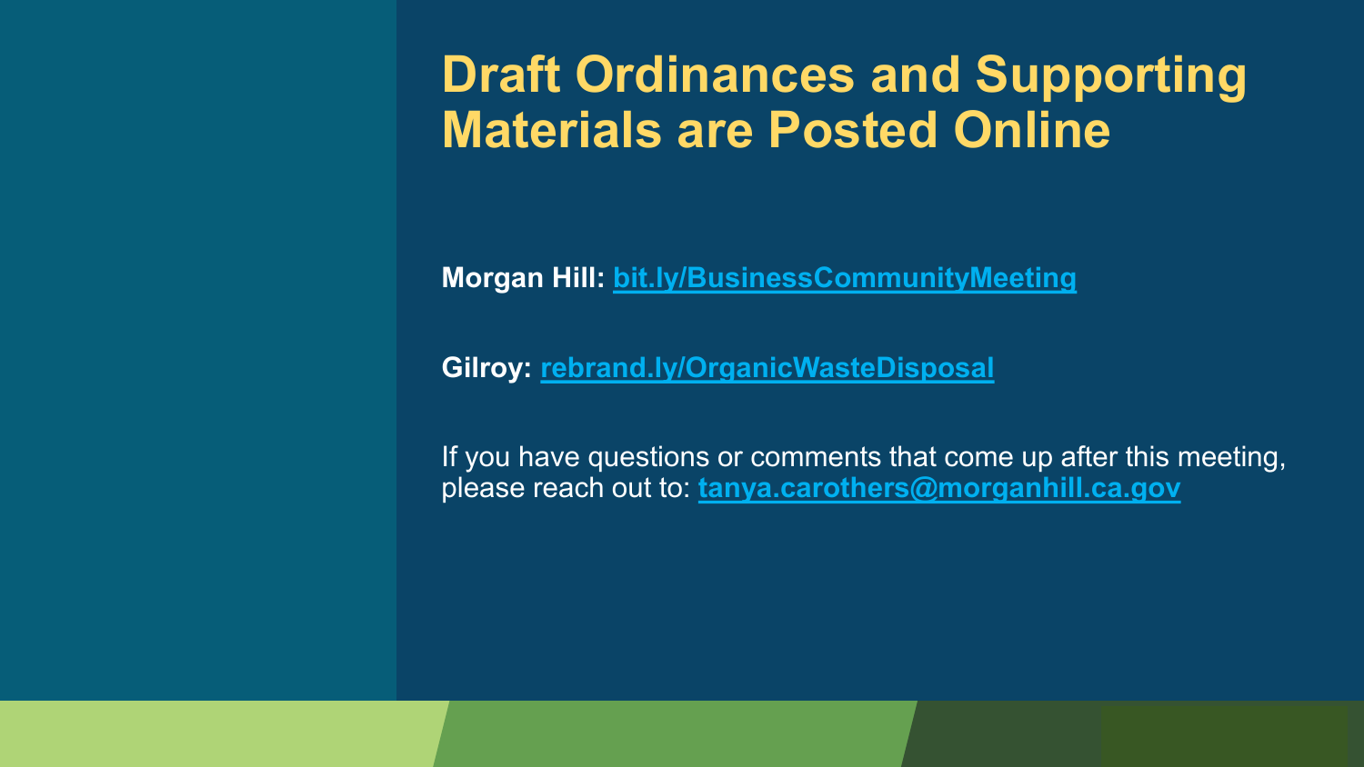# Draft Ordinances and Supporting Materials are Posted Online

**Morgan Hill:** **bit.ly/BusinessCommunityMeeting**

**Gilroy:** **rebrand.ly/OrganicWasteDisposal**

If you have questions or comments that come up after this meeting, please reach out to: **tanya.carothers@morganhill.ca.gov**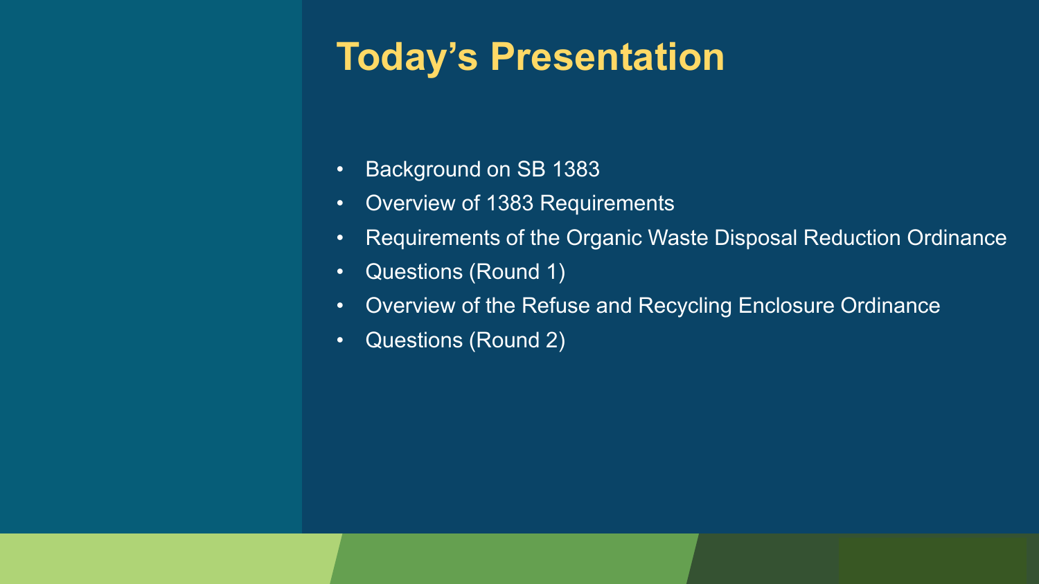# Today's Presentation

- Background on SB 1383
- Overview of 1383 Requirements
- Requirements of the Organic Waste Disposal Reduction Ordinance
- Questions (Round 1)
- Overview of the Refuse and Recycling Enclosure Ordinance
- Questions (Round 2)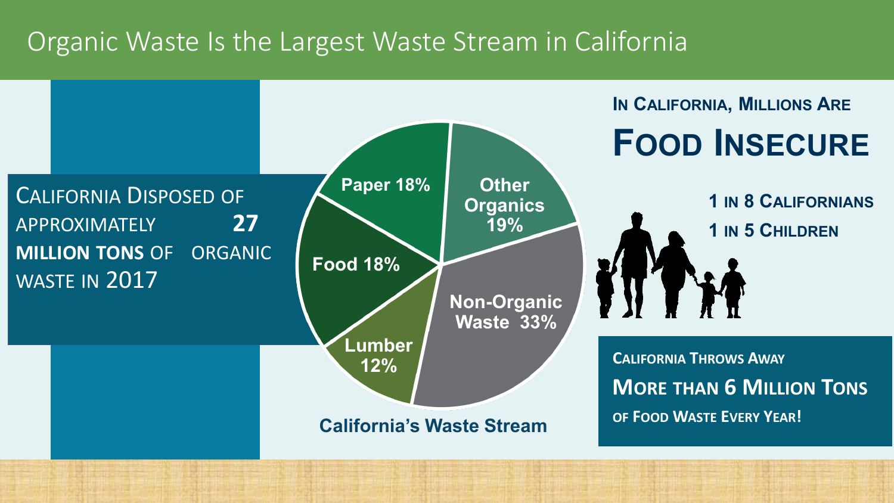# Organic Waste Is the Largest Waste Stream in California

California Disposed of approximately **27 million tons** of organic waste in 2017

| California's Waste Stream | |
| --- | --- |
| Paper | 18% |
| Other Organics | 19% |
| Food | 18% |
| Lumber | 12% |
| Non-Organic Waste | 33% |

California's Waste Stream

## In California, Millions Are Food Insecure

**1 in 8 Californians**

**1 in 5 Children**

California Throws Away

**More than 6 Million Tons**

of Food Waste Every Year!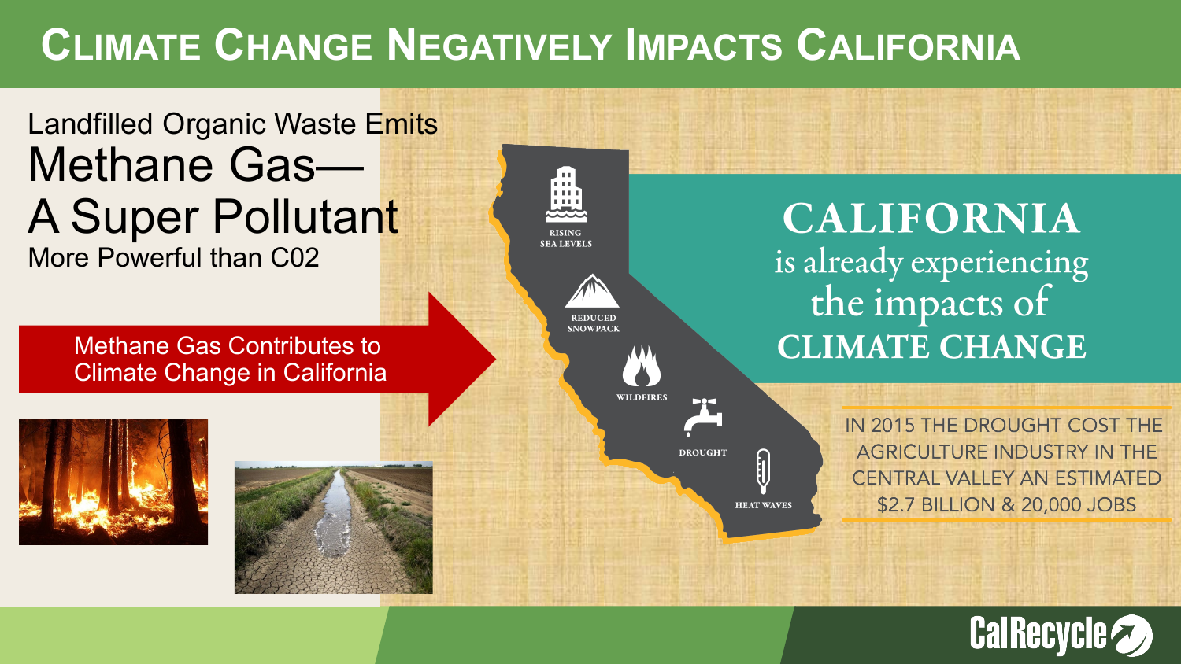# Climate Change Negatively Impacts California

Landfilled Organic Waste Emits

## Methane Gas— A Super Pollutant

More Powerful than C02

Methane Gas Contributes to Climate Change in California

RISING SEA LEVELS

REDUCED SNOWPACK

WILDFIRES

DROUGHT

HEAT WAVES

**CALIFORNIA** is already experiencing the impacts of **CLIMATE CHANGE**

IN 2015 THE DROUGHT COST THE AGRICULTURE INDUSTRY IN THE CENTRAL VALLEY AN ESTIMATED $2.7 BILLION & 20,000 JOBS

CalRecycle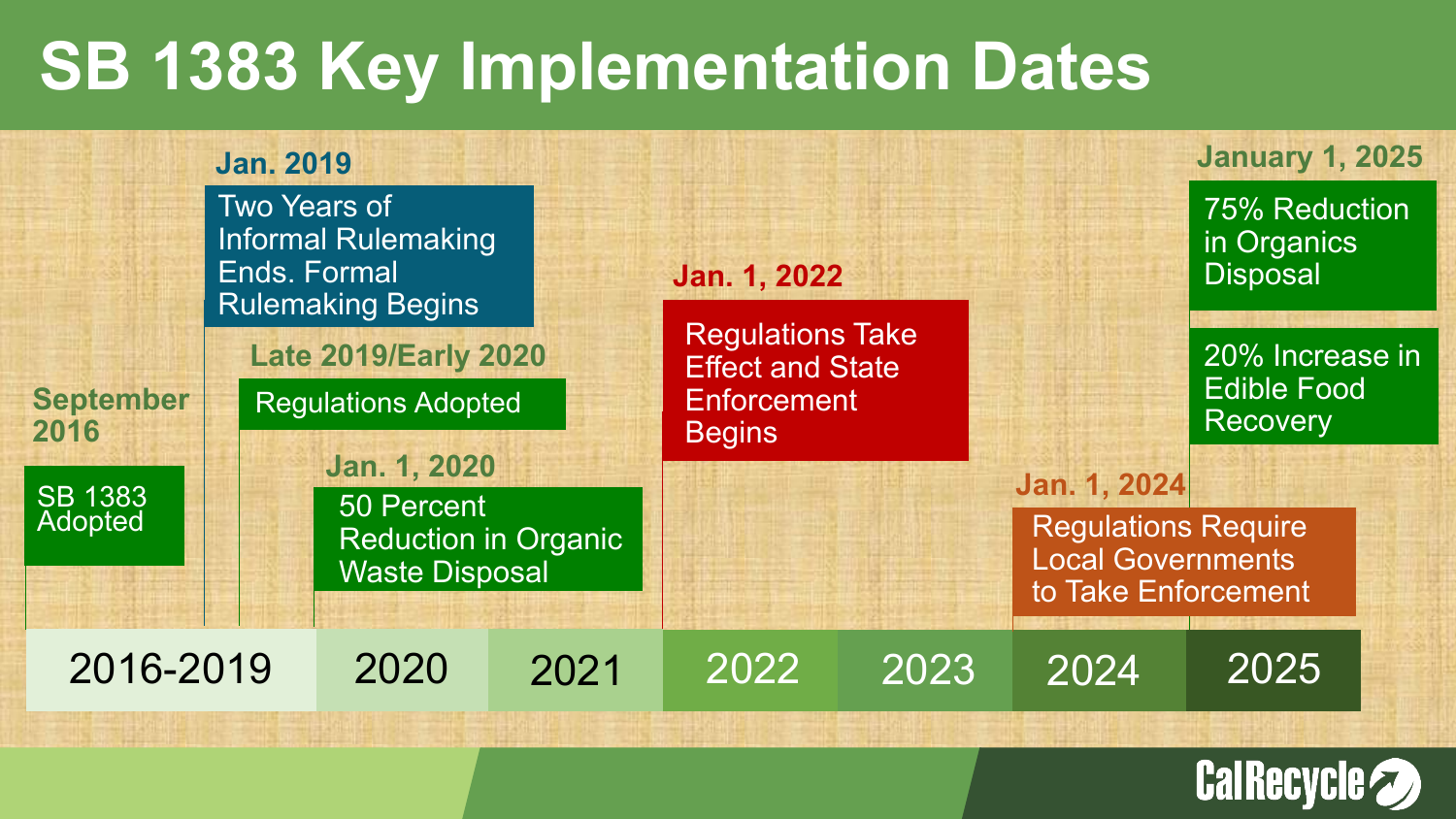# SB 1383 Key Implementation Dates

**September 2016**
SB 1383 Adopted

**Jan. 2019**
Two Years of Informal Rulemaking Ends. Formal Rulemaking Begins

**Late 2019/Early 2020**
Regulations Adopted

**Jan. 1, 2020**
50 Percent Reduction in Organic Waste Disposal

**Jan. 1, 2022**
Regulations Take Effect and State Enforcement Begins

**Jan. 1, 2024**
Regulations Require Local Governments to Take Enforcement

**January 1, 2025**
75% Reduction in Organics Disposal

20% Increase in Edible Food Recovery

| 2016-2019 | 2020 | 2021 | 2022 | 2023 | 2024 | 2025 |
|---|---|---|---|---|---|---|

CalRecycle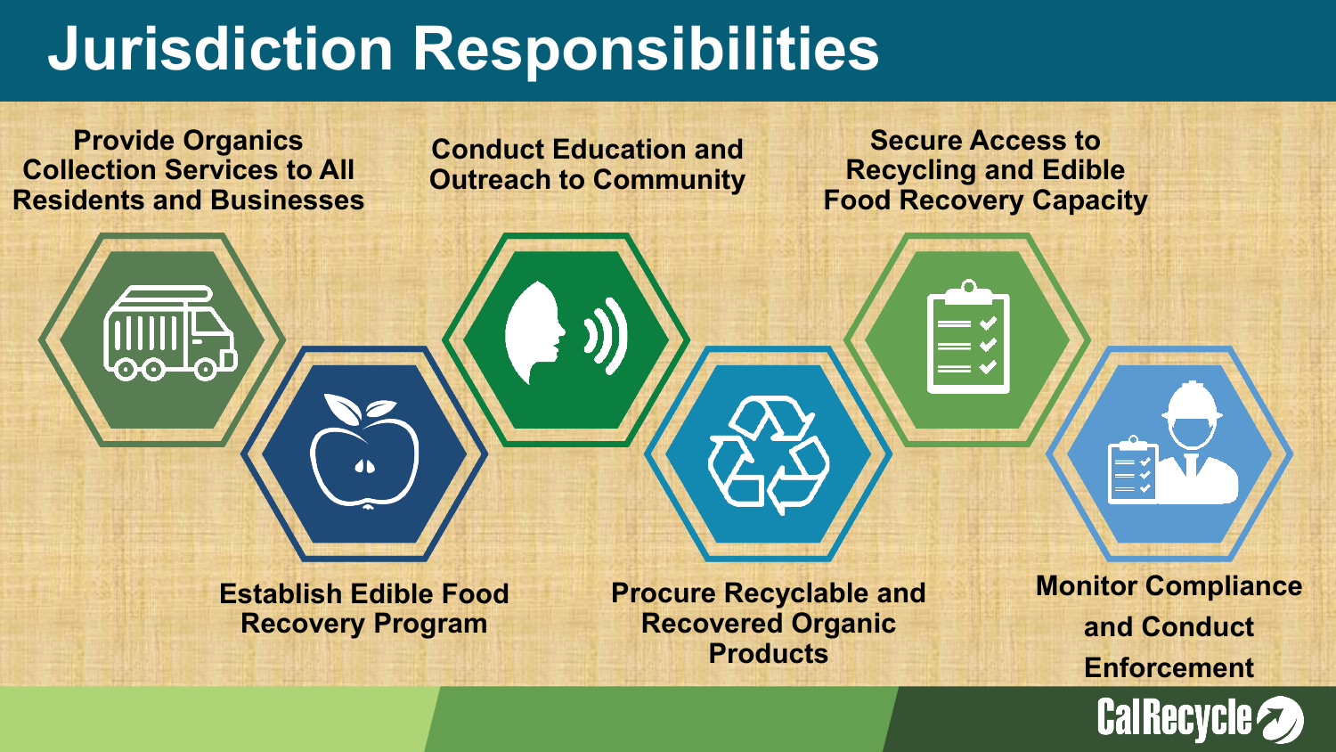# Jurisdiction Responsibilities

- Provide Organics Collection Services to All Residents and Businesses
- Establish Edible Food Recovery Program
- Conduct Education and Outreach to Community
- Procure Recyclable and Recovered Organic Products
- Secure Access to Recycling and Edible Food Recovery Capacity
- Monitor Compliance and Conduct Enforcement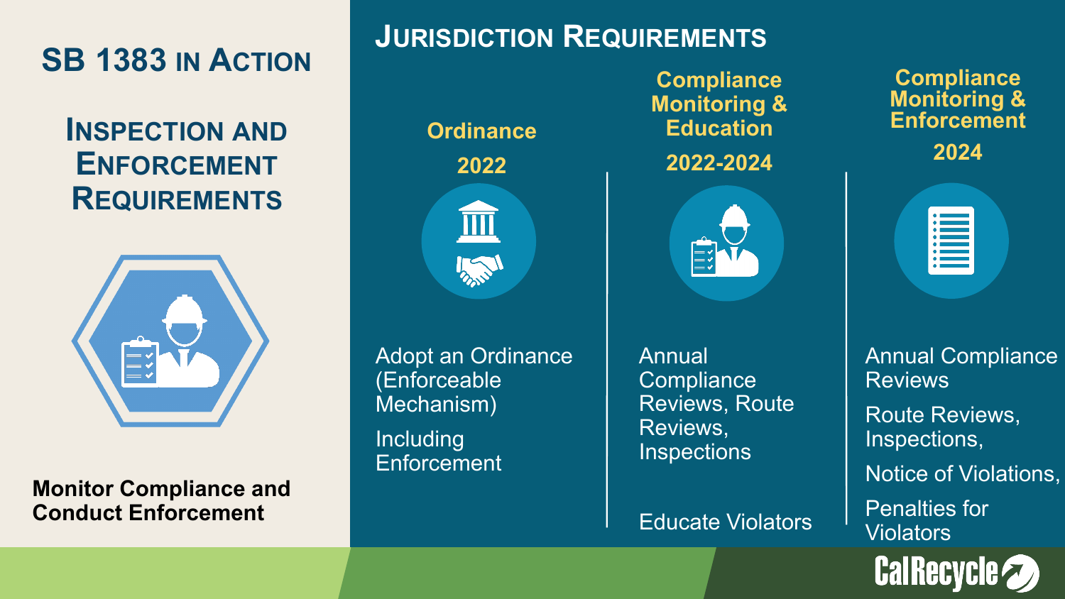# SB 1383 in Action

## Inspection and Enforcement Requirements

**Monitor Compliance and Conduct Enforcement**

## Jurisdiction Requirements

### Ordinance

**2022**

Adopt an Ordinance (Enforceable Mechanism)

Including Enforcement

### Compliance Monitoring & Education

**2022-2024**

Annual Compliance Reviews, Route Reviews, Inspections

Educate Violators

### Compliance Monitoring & Enforcement

**2024**

Annual Compliance Reviews

Route Reviews, Inspections,

Notice of Violations,

Penalties for Violators

CalRecycle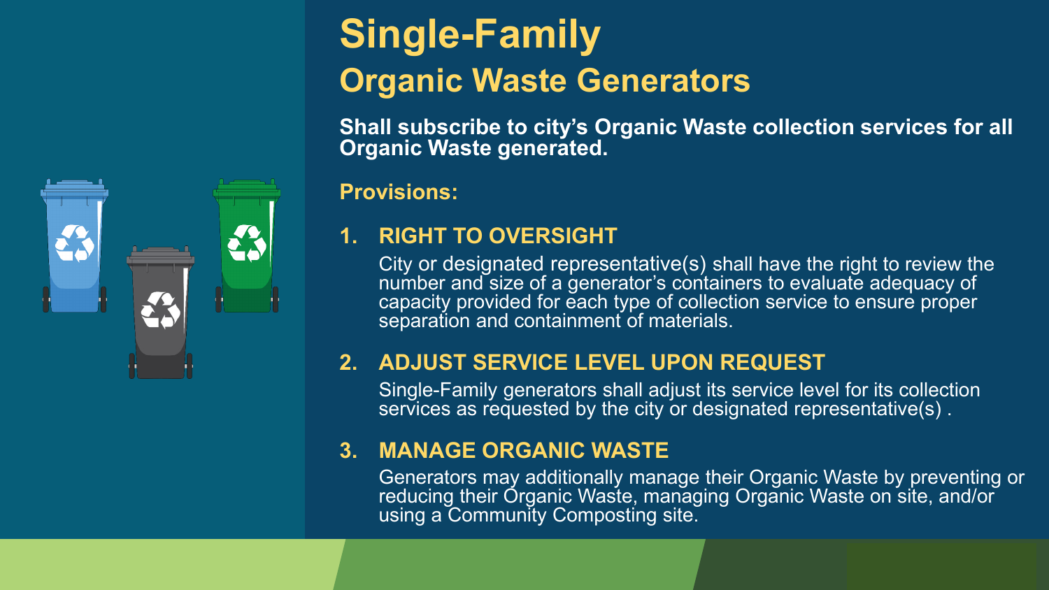# Single-Family

## Organic Waste Generators

**Shall subscribe to city's Organic Waste collection services for all Organic Waste generated.**

### Provisions:

1. **RIGHT TO OVERSIGHT**

   City or designated representative(s) shall have the right to review the number and size of a generator's containers to evaluate adequacy of capacity provided for each type of collection service to ensure proper separation and containment of materials.

2. **ADJUST SERVICE LEVEL UPON REQUEST**

   Single-Family generators shall adjust its service level for its collection services as requested by the city or designated representative(s) .

3. **MANAGE ORGANIC WASTE**

   Generators may additionally manage their Organic Waste by preventing or reducing their Organic Waste, managing Organic Waste on site, and/or using a Community Composting site.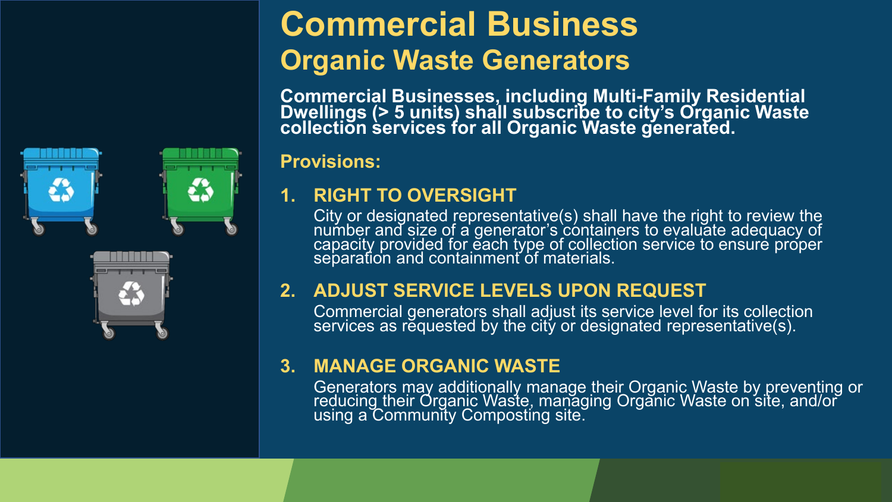# Commercial Business

## Organic Waste Generators

**Commercial Businesses, including Multi-Family Residential Dwellings (> 5 units) shall subscribe to city's Organic Waste collection services for all Organic Waste generated.**

### Provisions:

1. **RIGHT TO OVERSIGHT**

   City or designated representative(s) shall have the right to review the number and size of a generator's containers to evaluate adequacy of capacity provided for each type of collection service to ensure proper separation and containment of materials.

2. **ADJUST SERVICE LEVELS UPON REQUEST**

   Commercial generators shall adjust its service level for its collection services as requested by the city or designated representative(s).

3. **MANAGE ORGANIC WASTE**

   Generators may additionally manage their Organic Waste by preventing or reducing their Organic Waste, managing Organic Waste on site, and/or using a Community Composting site.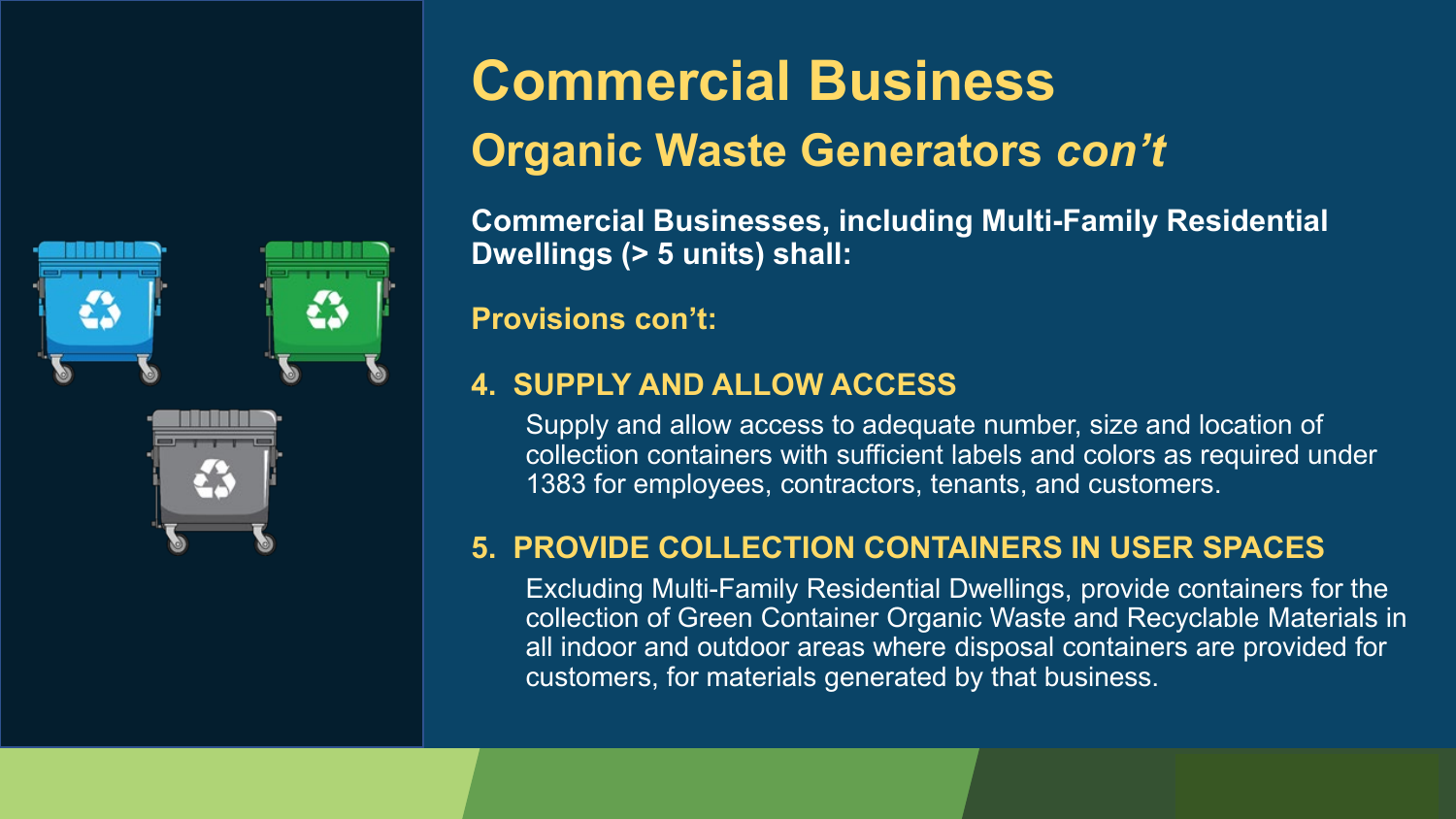# Commercial Business

## Organic Waste Generators *con't*

**Commercial Businesses, including Multi-Family Residential Dwellings (> 5 units) shall:**

**Provisions con't:**

### 4. SUPPLY AND ALLOW ACCESS

Supply and allow access to adequate number, size and location of collection containers with sufficient labels and colors as required under 1383 for employees, contractors, tenants, and customers.

### 5. PROVIDE COLLECTION CONTAINERS IN USER SPACES

Excluding Multi-Family Residential Dwellings, provide containers for the collection of Green Container Organic Waste and Recyclable Materials in all indoor and outdoor areas where disposal containers are provided for customers, for materials generated by that business.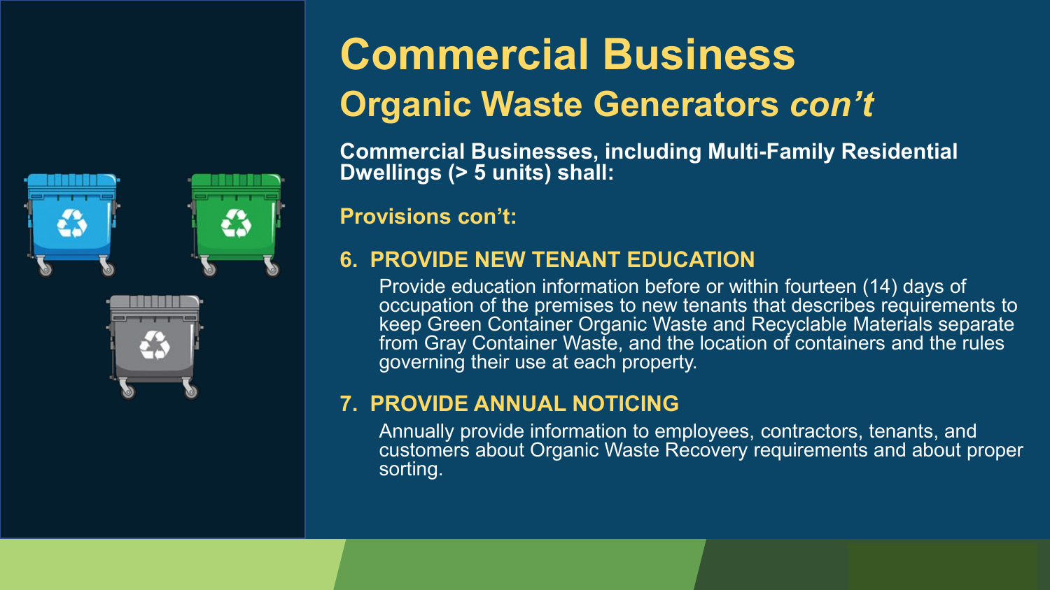# Commercial Business

## Organic Waste Generators *con't*

**Commercial Businesses, including Multi-Family Residential Dwellings (> 5 units) shall:**

**Provisions con't:**

6. **PROVIDE NEW TENANT EDUCATION**

   Provide education information before or within fourteen (14) days of occupation of the premises to new tenants that describes requirements to keep Green Container Organic Waste and Recyclable Materials separate from Gray Container Waste, and the location of containers and the rules governing their use at each property.

7. **PROVIDE ANNUAL NOTICING**

   Annually provide information to employees, contractors, tenants, and customers about Organic Waste Recovery requirements and about proper sorting.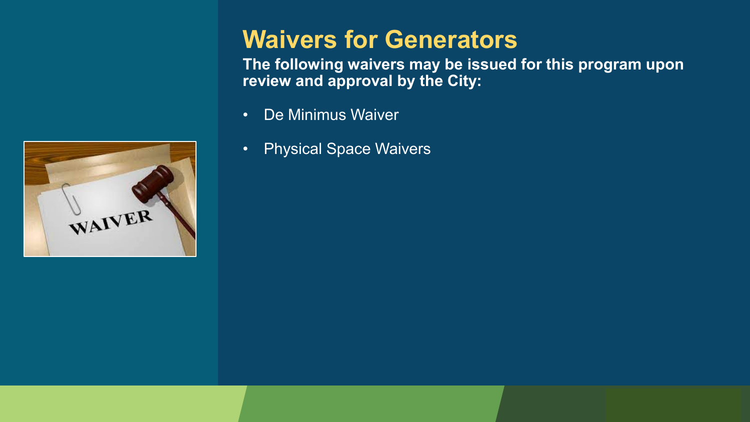# Waivers for Generators

**The following waivers may be issued for this program upon review and approval by the City:**

- De Minimus Waiver
- Physical Space Waivers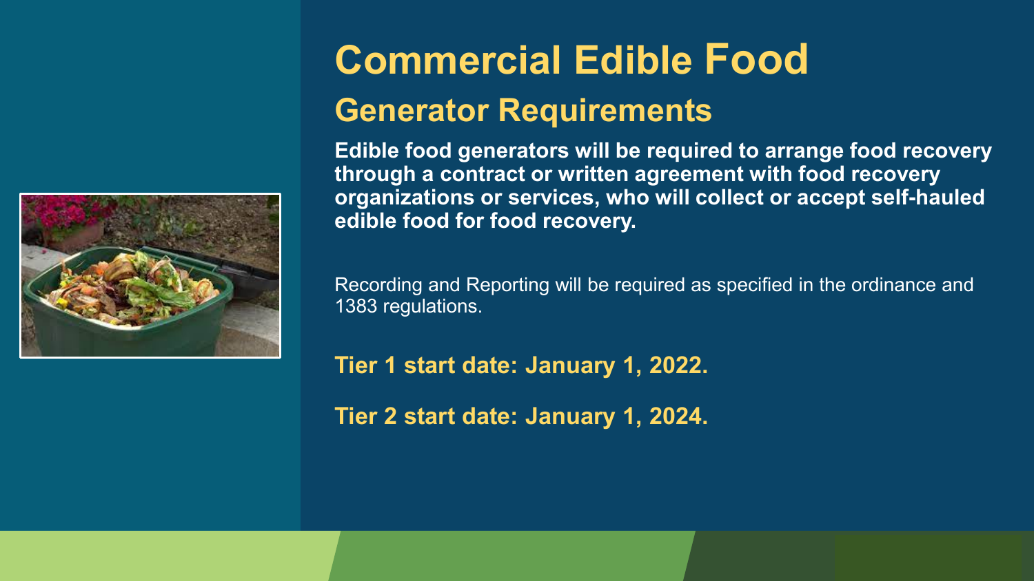# Commercial Edible Food

## Generator Requirements

**Edible food generators will be required to arrange food recovery through a contract or written agreement with food recovery organizations or services, who will collect or accept self-hauled edible food for food recovery.**

Recording and Reporting will be required as specified in the ordinance and 1383 regulations.

**Tier 1 start date: January 1, 2022.**

**Tier 2 start date: January 1, 2024.**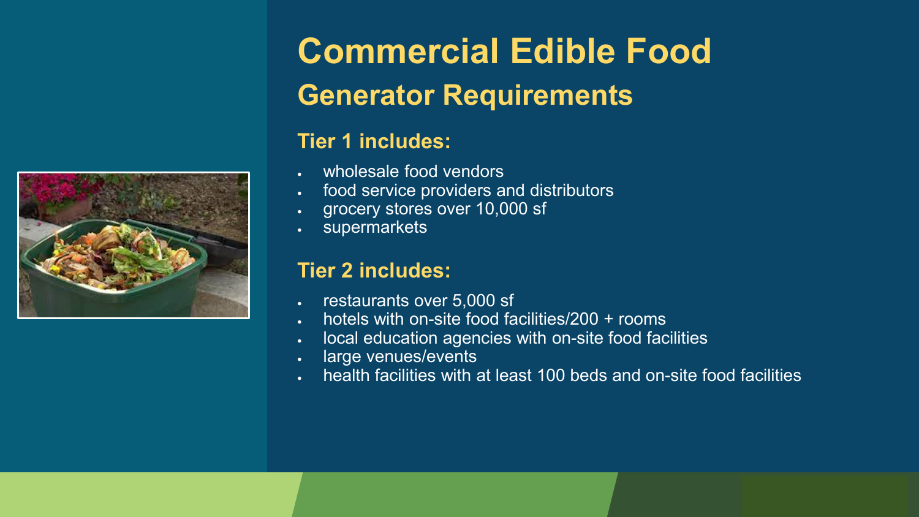# Commercial Edible Food

## Generator Requirements

### Tier 1 includes:

- wholesale food vendors
- food service providers and distributors
- grocery stores over 10,000 sf
- supermarkets

### Tier 2 includes:

- restaurants over 5,000 sf
- hotels with on-site food facilities/200 + rooms
- local education agencies with on-site food facilities
- large venues/events
- health facilities with at least 100 beds and on-site food facilities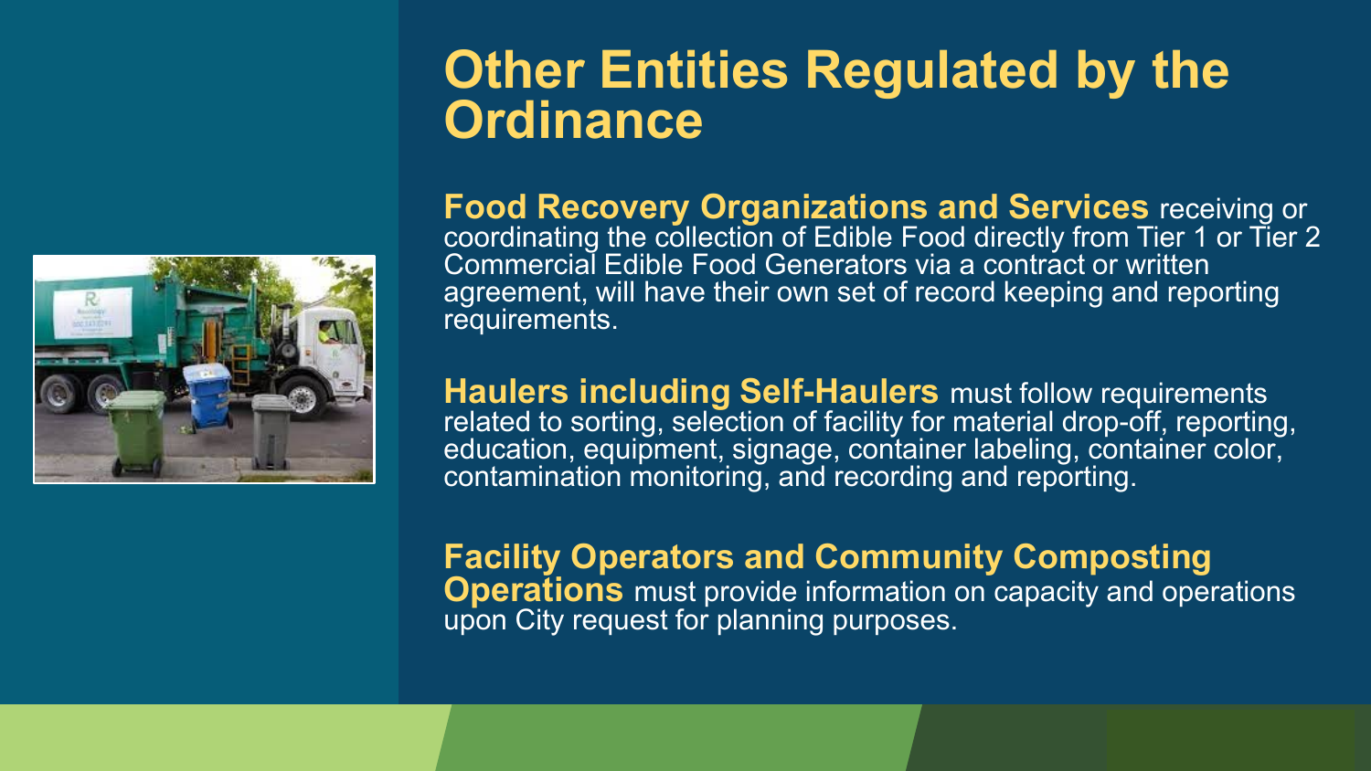# Other Entities Regulated by the Ordinance

**Food Recovery Organizations and Services** receiving or coordinating the collection of Edible Food directly from Tier 1 or Tier 2 Commercial Edible Food Generators via a contract or written agreement, will have their own set of record keeping and reporting requirements.

**Haulers including Self-Haulers** must follow requirements related to sorting, selection of facility for material drop-off, reporting, education, equipment, signage, container labeling, container color, contamination monitoring, and recording and reporting.

**Facility Operators and Community Composting Operations** must provide information on capacity and operations upon City request for planning purposes.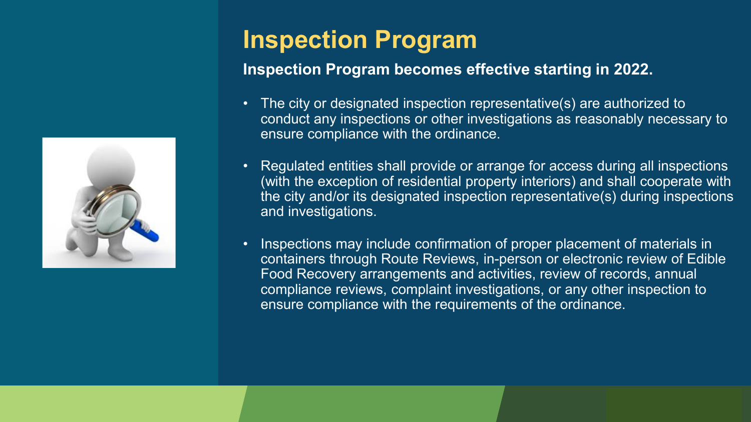# Inspection Program

**Inspection Program becomes effective starting in 2022.**

- The city or designated inspection representative(s) are authorized to conduct any inspections or other investigations as reasonably necessary to ensure compliance with the ordinance.
- Regulated entities shall provide or arrange for access during all inspections (with the exception of residential property interiors) and shall cooperate with the city and/or its designated inspection representative(s) during inspections and investigations.
- Inspections may include confirmation of proper placement of materials in containers through Route Reviews, in-person or electronic review of Edible Food Recovery arrangements and activities, review of records, annual compliance reviews, complaint investigations, or any other inspection to ensure compliance with the requirements of the ordinance.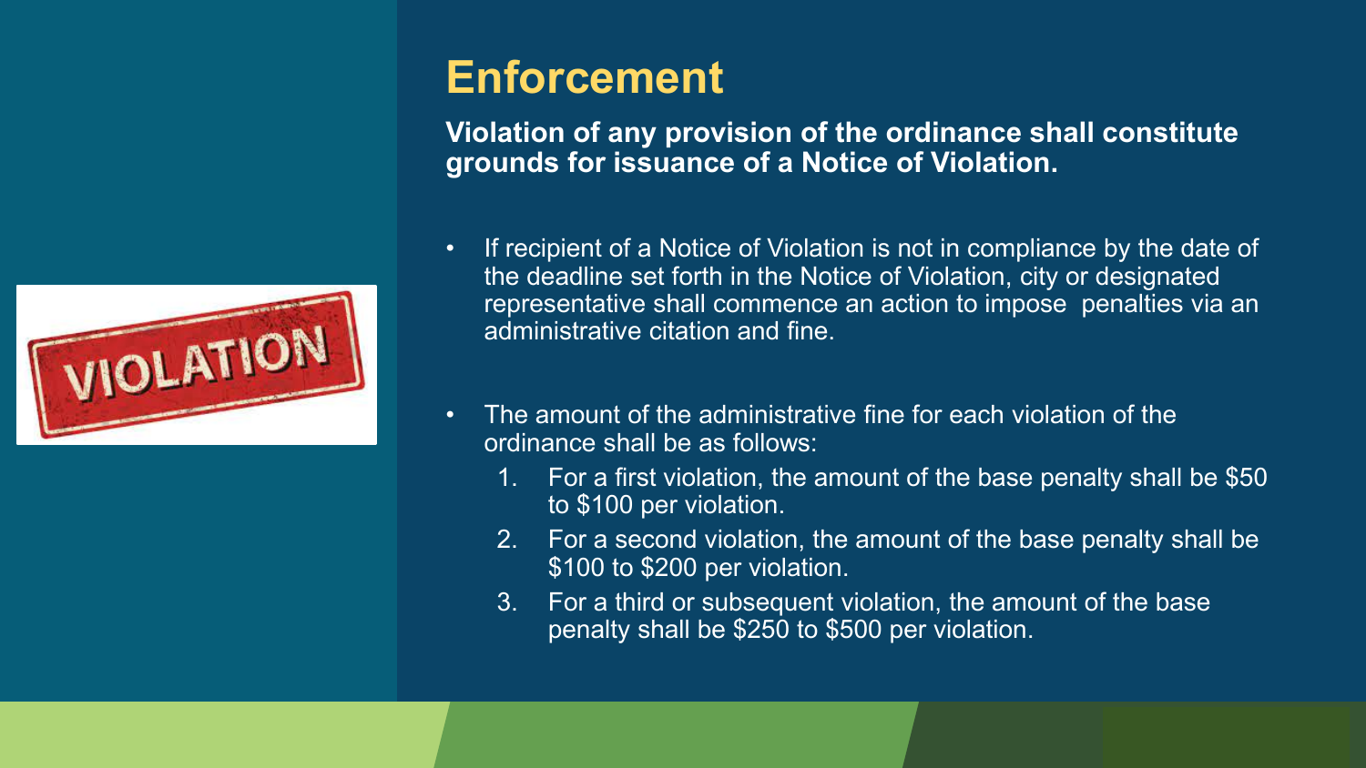# Enforcement

**Violation of any provision of the ordinance shall constitute grounds for issuance of a Notice of Violation.**

- If recipient of a Notice of Violation is not in compliance by the date of the deadline set forth in the Notice of Violation, city or designated representative shall commence an action to impose penalties via an administrative citation and fine.
- The amount of the administrative fine for each violation of the ordinance shall be as follows:
  1. For a first violation, the amount of the base penalty shall be $50 to $100 per violation.
  2. For a second violation, the amount of the base penalty shall be $100 to $200 per violation.
  3. For a third or subsequent violation, the amount of the base penalty shall be $250 to $500 per violation.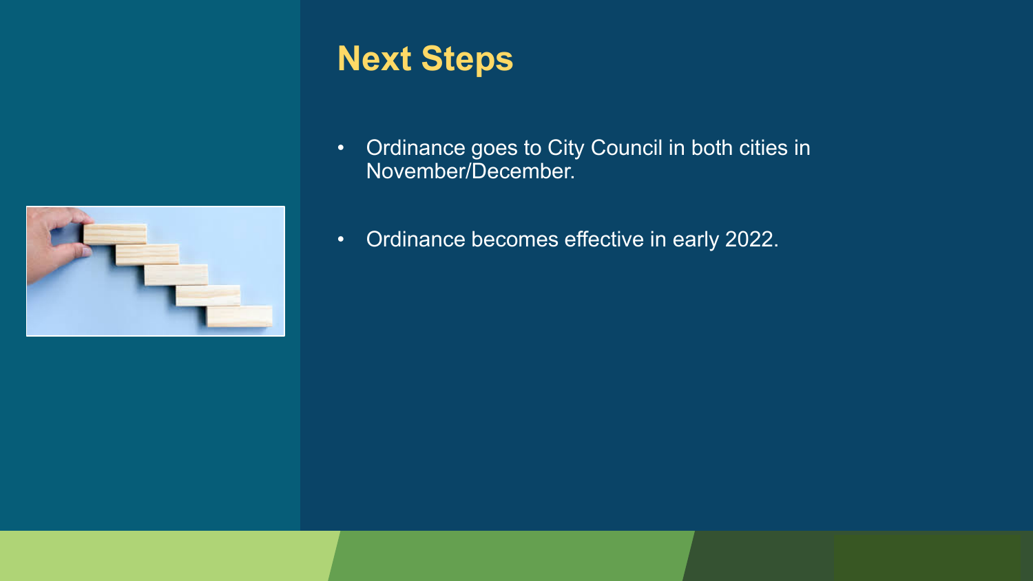# Next Steps

- Ordinance goes to City Council in both cities in November/December.
- Ordinance becomes effective in early 2022.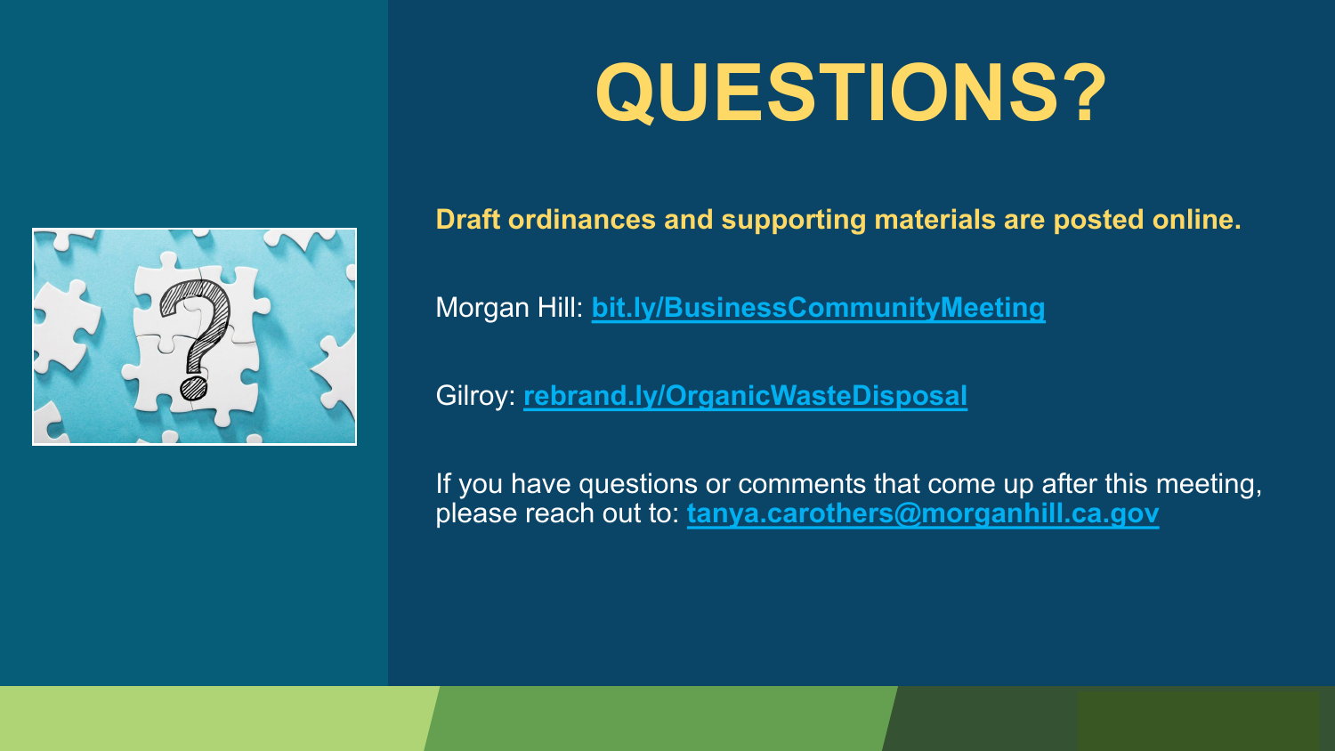# QUESTIONS?

**Draft ordinances and supporting materials are posted online.**

Morgan Hill: **bit.ly/BusinessCommunityMeeting**

Gilroy: **rebrand.ly/OrganicWasteDisposal**

If you have questions or comments that come up after this meeting, please reach out to: **tanya.carothers@morganhill.ca.gov**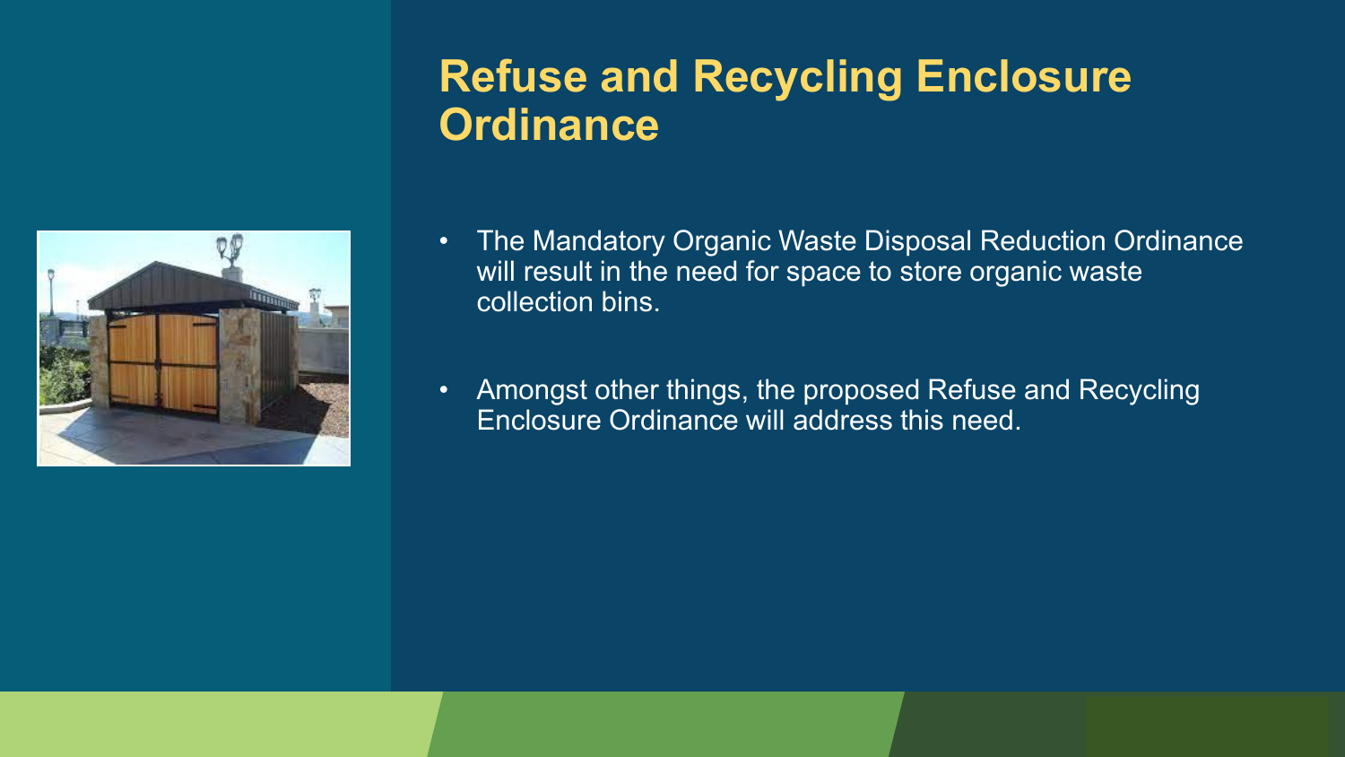# Refuse and Recycling Enclosure Ordinance

- The Mandatory Organic Waste Disposal Reduction Ordinance will result in the need for space to store organic waste collection bins.
- Amongst other things, the proposed Refuse and Recycling Enclosure Ordinance will address this need.